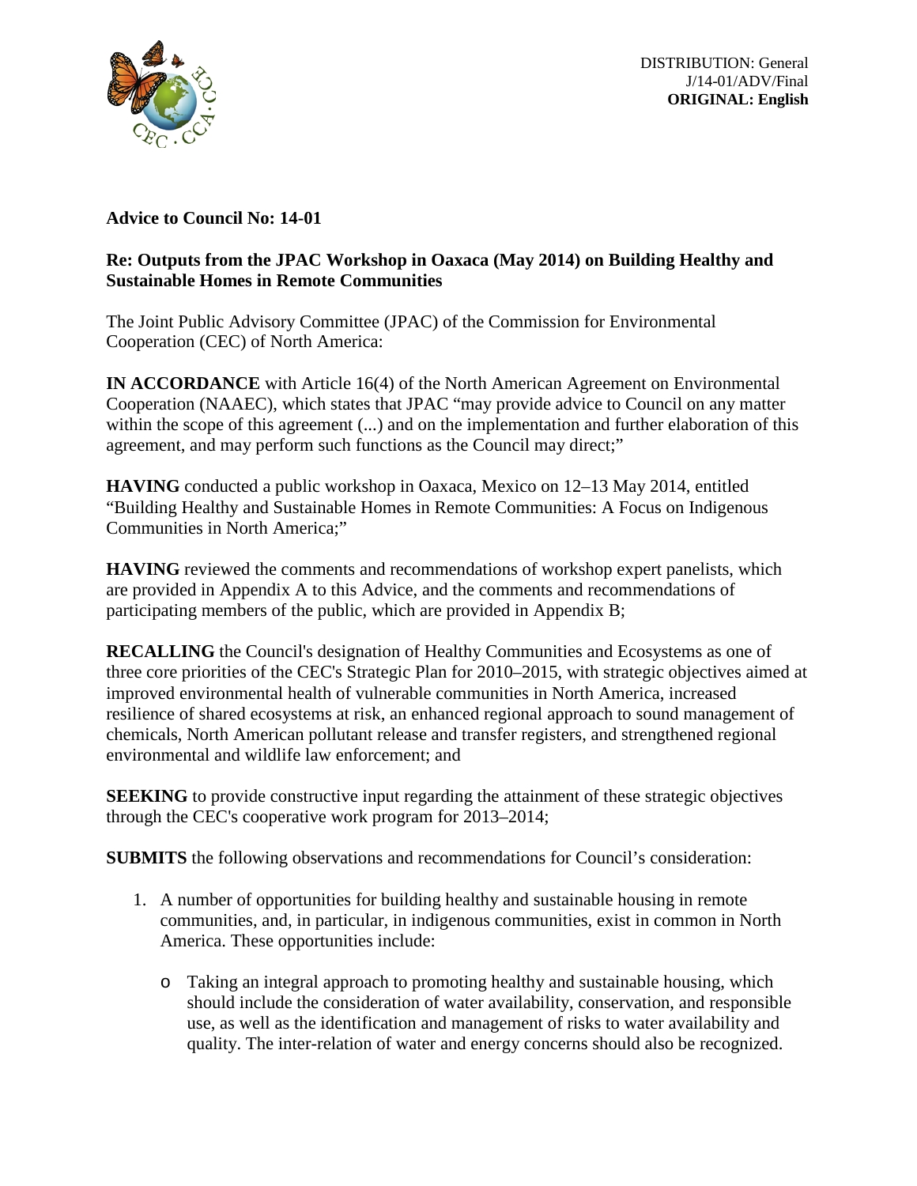DISTRIBUTION: General
J/14-01/ADV/Final
**ORIGINAL: English**

**Advice to Council No: 14-01**

**Re: Outputs from the JPAC Workshop in Oaxaca (May 2014) on Building Healthy and Sustainable Homes in Remote Communities**

The Joint Public Advisory Committee (JPAC) of the Commission for Environmental Cooperation (CEC) of North America:

**IN ACCORDANCE** with Article 16(4) of the North American Agreement on Environmental Cooperation (NAAEC), which states that JPAC "may provide advice to Council on any matter within the scope of this agreement (...) and on the implementation and further elaboration of this agreement, and may perform such functions as the Council may direct;"

**HAVING** conducted a public workshop in Oaxaca, Mexico on 12–13 May 2014, entitled "Building Healthy and Sustainable Homes in Remote Communities: A Focus on Indigenous Communities in North America;"

**HAVING** reviewed the comments and recommendations of workshop expert panelists, which are provided in Appendix A to this Advice, and the comments and recommendations of participating members of the public, which are provided in Appendix B;

**RECALLING** the Council's designation of Healthy Communities and Ecosystems as one of three core priorities of the CEC's Strategic Plan for 2010–2015, with strategic objectives aimed at improved environmental health of vulnerable communities in North America, increased resilience of shared ecosystems at risk, an enhanced regional approach to sound management of chemicals, North American pollutant release and transfer registers, and strengthened regional environmental and wildlife law enforcement; and

**SEEKING** to provide constructive input regarding the attainment of these strategic objectives through the CEC's cooperative work program for 2013–2014;

**SUBMITS** the following observations and recommendations for Council's consideration:

1. A number of opportunities for building healthy and sustainable housing in remote communities, and, in particular, in indigenous communities, exist in common in North America. These opportunities include:

   - Taking an integral approach to promoting healthy and sustainable housing, which should include the consideration of water availability, conservation, and responsible use, as well as the identification and management of risks to water availability and quality. The inter-relation of water and energy concerns should also be recognized.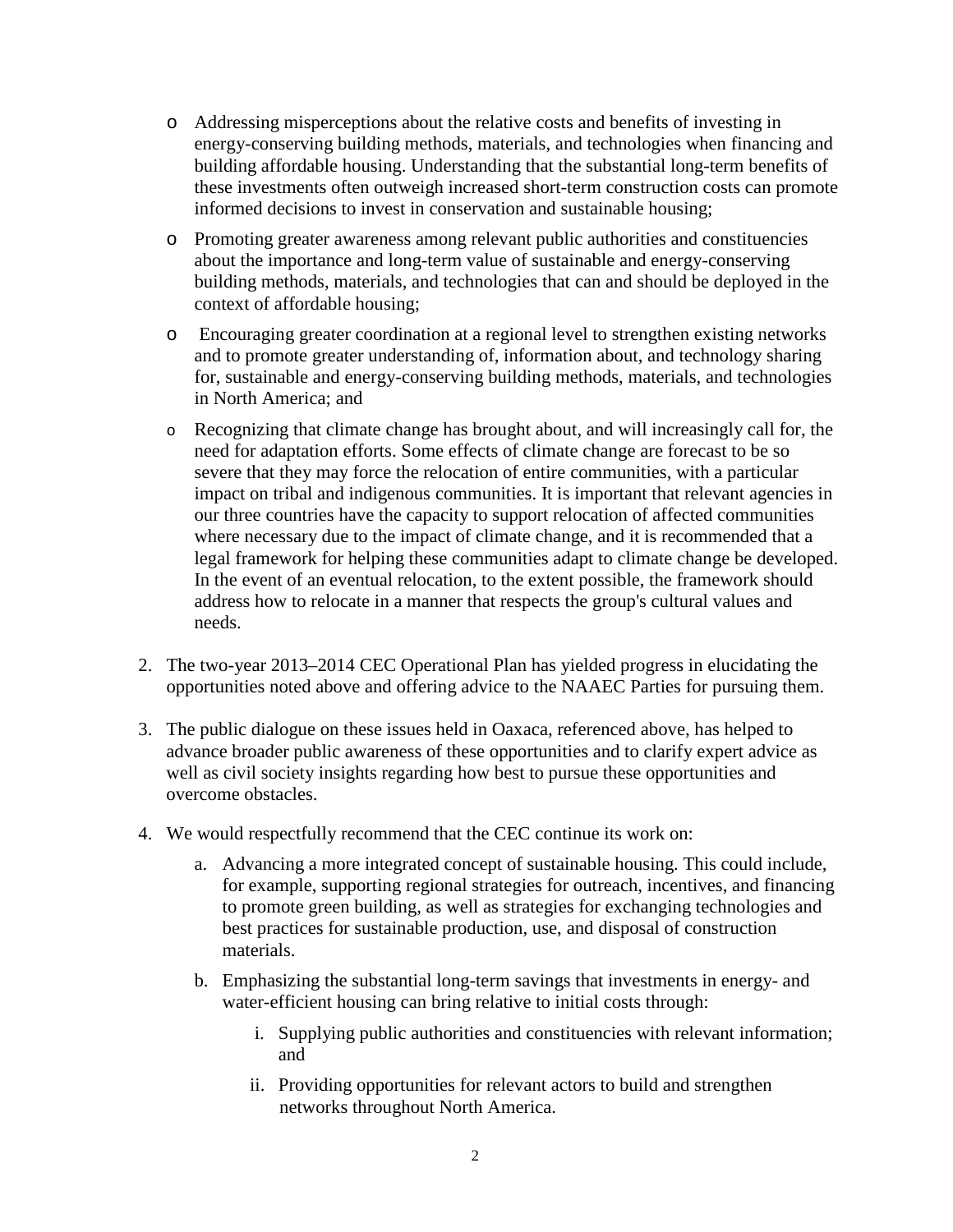- Addressing misperceptions about the relative costs and benefits of investing in energy-conserving building methods, materials, and technologies when financing and building affordable housing. Understanding that the substantial long-term benefits of these investments often outweigh increased short-term construction costs can promote informed decisions to invest in conservation and sustainable housing;
- Promoting greater awareness among relevant public authorities and constituencies about the importance and long-term value of sustainable and energy-conserving building methods, materials, and technologies that can and should be deployed in the context of affordable housing;
- Encouraging greater coordination at a regional level to strengthen existing networks and to promote greater understanding of, information about, and technology sharing for, sustainable and energy-conserving building methods, materials, and technologies in North America; and
- Recognizing that climate change has brought about, and will increasingly call for, the need for adaptation efforts. Some effects of climate change are forecast to be so severe that they may force the relocation of entire communities, with a particular impact on tribal and indigenous communities. It is important that relevant agencies in our three countries have the capacity to support relocation of affected communities where necessary due to the impact of climate change, and it is recommended that a legal framework for helping these communities adapt to climate change be developed. In the event of an eventual relocation, to the extent possible, the framework should address how to relocate in a manner that respects the group's cultural values and needs.

2. The two-year 2013–2014 CEC Operational Plan has yielded progress in elucidating the opportunities noted above and offering advice to the NAAEC Parties for pursuing them.

3. The public dialogue on these issues held in Oaxaca, referenced above, has helped to advance broader public awareness of these opportunities and to clarify expert advice as well as civil society insights regarding how best to pursue these opportunities and overcome obstacles.

4. We would respectfully recommend that the CEC continue its work on:

   a. Advancing a more integrated concept of sustainable housing. This could include, for example, supporting regional strategies for outreach, incentives, and financing to promote green building, as well as strategies for exchanging technologies and best practices for sustainable production, use, and disposal of construction materials.

   b. Emphasizing the substantial long-term savings that investments in energy- and water-efficient housing can bring relative to initial costs through:

      i. Supplying public authorities and constituencies with relevant information; and

      ii. Providing opportunities for relevant actors to build and strengthen networks throughout North America.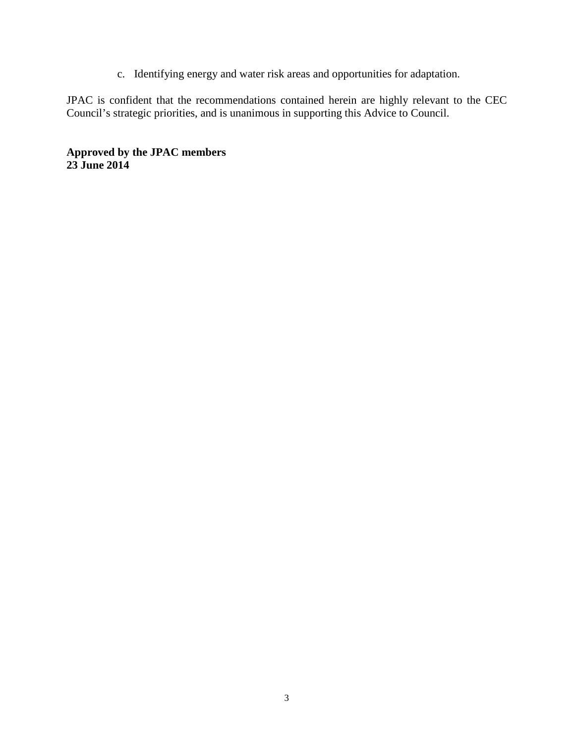c. Identifying energy and water risk areas and opportunities for adaptation.

JPAC is confident that the recommendations contained herein are highly relevant to the CEC Council's strategic priorities, and is unanimous in supporting this Advice to Council.

**Approved by the JPAC members**
**23 June 2014**